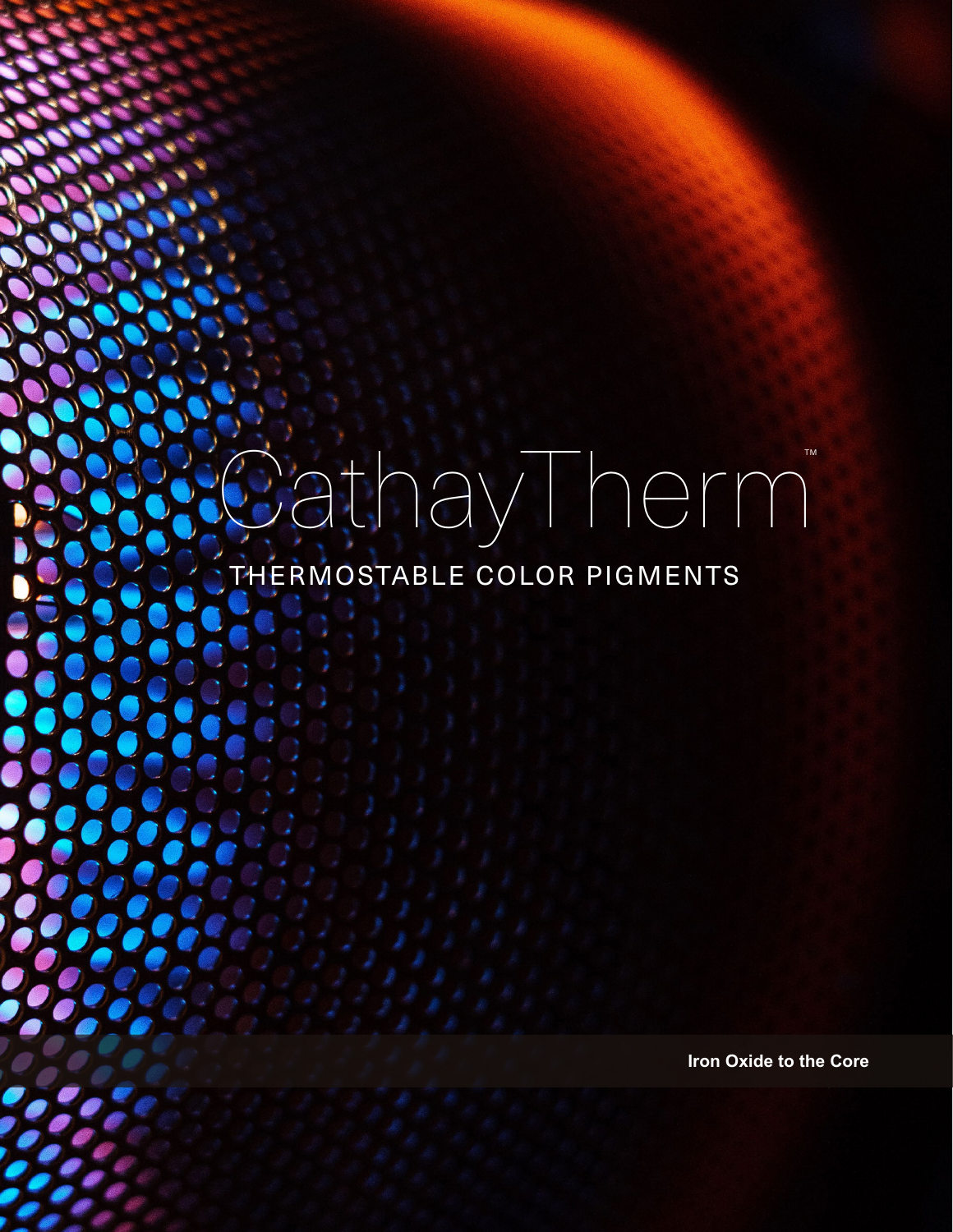# CathayTherm™

## THERMOSTABLE COLOR PIGMENTS

**Iron Oxide to the Core**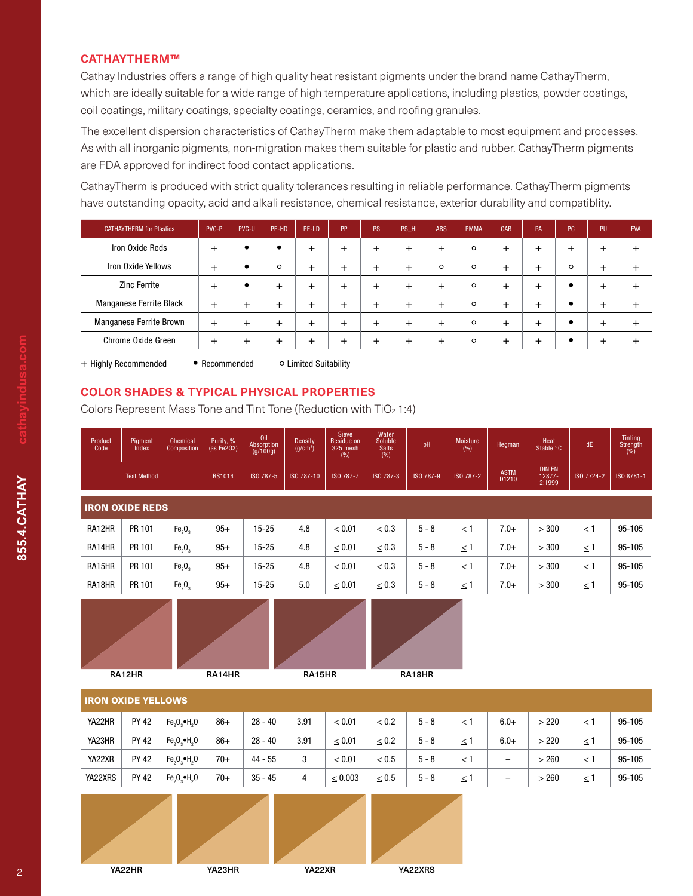## CATHAYTHERM™

Cathay Industries offers a range of high quality heat resistant pigments under the brand name CathayTherm, which are ideally suitable for a wide range of high temperature applications, including plastics, powder coatings, coil coatings, military coatings, specialty coatings, ceramics, and roofing granules.

The excellent dispersion characteristics of CathayTherm make them adaptable to most equipment and processes. As with all inorganic pigments, non-migration makes them suitable for plastic and rubber. CathayTherm pigments are FDA approved for indirect food contact applications.

CathayTherm is produced with strict quality tolerances resulting in reliable performance. CathayTherm pigments have outstanding opacity, acid and alkali resistance, chemical resistance, exterior durability and compatiblity.

| CATHAYTHERM for Plastics | PVC-P | PVC-U | PE-HD | PE-LD | PP | PS | PS_HI | ABS | PMMA | CAB | PA | PC | PU | EVA |
|---|---|---|---|---|---|---|---|---|---|---|---|---|---|---|
| Iron Oxide Reds | + | • | • | + | + | + | + | + | ○ | + | + | + | + | + |
| Iron Oxide Yellows | + | • | ○ | + | + | + | + | ○ | ○ | + | + | ○ | + | + |
| Zinc Ferrite | + | • | + | + | + | + | + | + | ○ | + | + | • | + | + |
| Manganese Ferrite Black | + | + | + | + | + | + | + | + | ○ | + | + | • | + | + |
| Manganese Ferrite Brown | + | + | + | + | + | + | + | + | ○ | + | + | • | + | + |
| Chrome Oxide Green | + | + | + | + | + | + | + | + | ○ | + | + | • | + | + |

+ Highly Recommended • Recommended ○ Limited Suitability

## COLOR SHADES & TYPICAL PHYSICAL PROPERTIES

Colors Represent Mass Tone and Tint Tone (Reduction with $TiO_2$ 1:4)

| Product Code | Pigment Index | Chemical Composition | Purity, % (as Fe2O3) | Oil Absorption (g/100g) | Density (g/cm³) | Sieve Residue on 325 mesh (%) | Water Soluble Salts (%) | pH | Moisture (%) | Hegman | Heat Stable °C | dE | Tinting Strength (%) |
|---|---|---|---|---|---|---|---|---|---|---|---|---|---|
| Test Method | | | BS1014 | ISO 787-5 | ISO 787-10 | ISO 787-7 | ISO 787-3 | ISO 787-9 | ISO 787-2 | ASTM D1210 | DIN EN 12877-2:1999 | ISO 7724-2 | ISO 8781-1 |
| **IRON OXIDE REDS** | | | | | | | | | | | | | |
| RA12HR | PR 101 | $Fe_2O_3$ | 95+ | 15-25 | 4.8 | ≤ 0.01 | ≤ 0.3 | 5 - 8 | ≤ 1 | 7.0+ | > 300 | ≤ 1 | 95-105 |
| RA14HR | PR 101 | $Fe_2O_3$ | 95+ | 15-25 | 4.8 | ≤ 0.01 | ≤ 0.3 | 5 - 8 | ≤ 1 | 7.0+ | > 300 | ≤ 1 | 95-105 |
| RA15HR | PR 101 | $Fe_2O_3$ | 95+ | 15-25 | 4.8 | ≤ 0.01 | ≤ 0.3 | 5 - 8 | ≤ 1 | 7.0+ | > 300 | ≤ 1 | 95-105 |
| RA18HR | PR 101 | $Fe_2O_3$ | 95+ | 15-25 | 5.0 | ≤ 0.01 | ≤ 0.3 | 5 - 8 | ≤ 1 | 7.0+ | > 300 | ≤ 1 | 95-105 |
| **IRON OXIDE YELLOWS** | | | | | | | | | | | | | |
| YA22HR | PY 42 | $Fe_2O_3 \bullet H_2O$ | 86+ | 28 - 40 | 3.91 | ≤ 0.01 | ≤ 0.2 | 5 - 8 | ≤ 1 | 6.0+ | > 220 | ≤ 1 | 95-105 |
| YA23HR | PY 42 | $Fe_2O_3 \bullet H_2O$ | 86+ | 28 - 40 | 3.91 | ≤ 0.01 | ≤ 0.2 | 5 - 8 | ≤ 1 | 6.0+ | > 220 | ≤ 1 | 95-105 |
| YA22XR | PY 42 | $Fe_2O_3 \bullet H_2O$ | 70+ | 44 - 55 | 3 | ≤ 0.01 | ≤ 0.5 | 5 - 8 | ≤ 1 | – | > 260 | ≤ 1 | 95-105 |
| YA22XRS | PY 42 | $Fe_2O_3 \bullet H_2O$ | 70+ | 35 - 45 | 4 | ≤ 0.003 | ≤ 0.5 | 5 - 8 | ≤ 1 | – | > 260 | ≤ 1 | 95-105 |

RA12HR RA14HR RA15HR RA18HR

YA22HR YA23HR YA22XR YA22XRS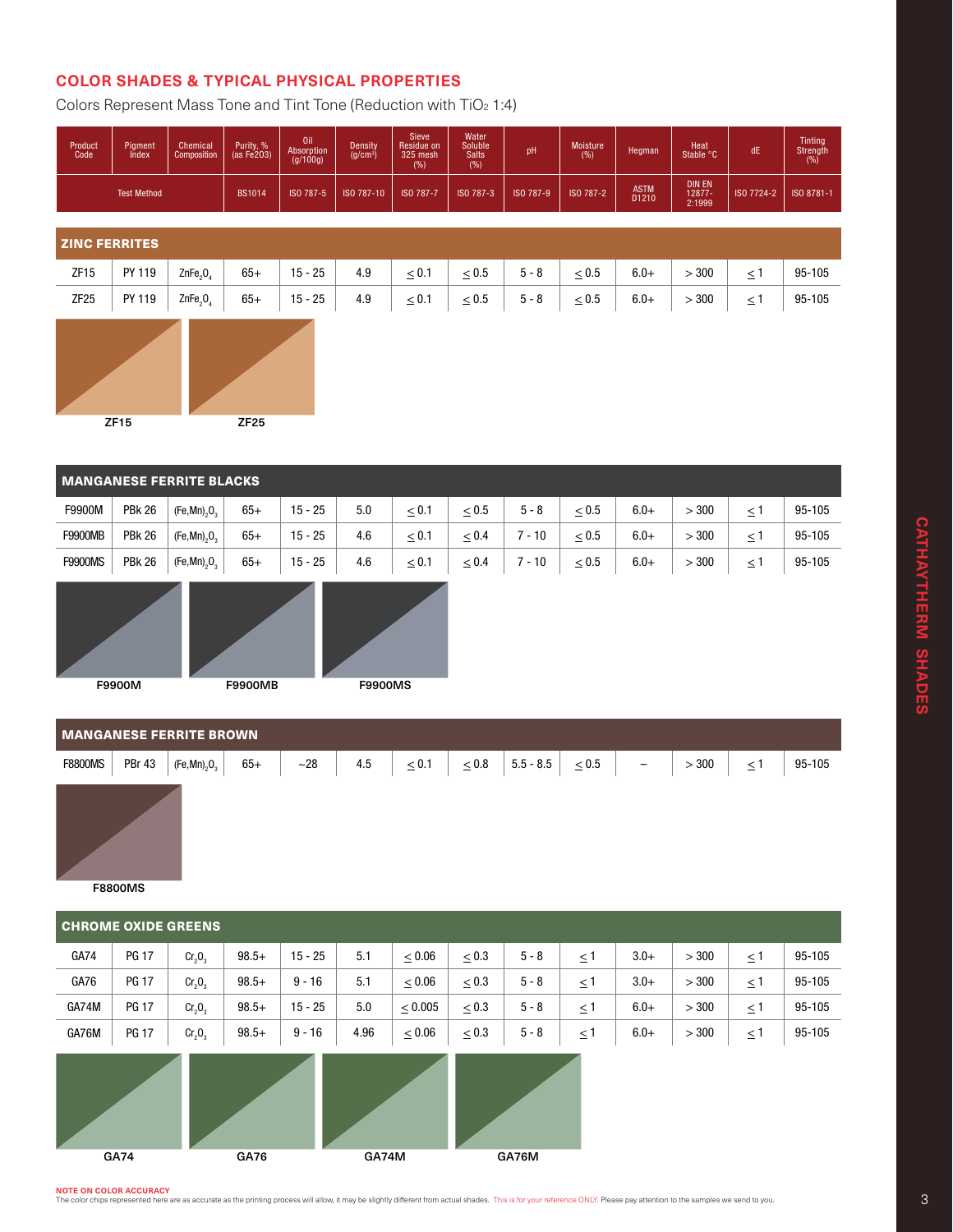## COLOR SHADES & TYPICAL PHYSICAL PROPERTIES

Colors Represent Mass Tone and Tint Tone (Reduction with $TiO_2$ 1:4)

| Product Code | Pigment Index | Chemical Composition | Purity, % (as Fe203) | Oil Absorption (g/100g) | Density (g/cm³) | Sieve Residue on 325 mesh (%) | Water Soluble Salts (%) | pH | Moisture (%) | Hegman | Heat Stable °C | dE | Tinting Strength (%) |
|---|---|---|---|---|---|---|---|---|---|---|---|---|---|
| Test Method | | | BS1014 | ISO 787-5 | ISO 787-10 | ISO 787-7 | ISO 787-3 | ISO 787-9 | ISO 787-2 | ASTM D1210 | DIN EN 12877-2:1999 | ISO 7724-2 | ISO 8781-1 |
| **ZINC FERRITES** | | | | | | | | | | | | | |
| ZF15 | PY 119 | $ZnFe_2O_4$ | 65+ | 15 - 25 | 4.9 | ≤ 0.1 | ≤ 0.5 | 5 - 8 | ≤ 0.5 | 6.0+ | > 300 | ≤ 1 | 95-105 |
| ZF25 | PY 119 | $ZnFe_2O_4$ | 65+ | 15 - 25 | 4.9 | ≤ 0.1 | ≤ 0.5 | 5 - 8 | ≤ 0.5 | 6.0+ | > 300 | ≤ 1 | 95-105 |
| **MANGANESE FERRITE BLACKS** | | | | | | | | | | | | | |
| F9900M | PBk 26 | $(Fe,Mn)_2O_3$ | 65+ | 15 - 25 | 5.0 | ≤ 0.1 | ≤ 0.5 | 5 - 8 | ≤ 0.5 | 6.0+ | > 300 | ≤ 1 | 95-105 |
| F9900MB | PBk 26 | $(Fe,Mn)_2O_3$ | 65+ | 15 - 25 | 4.6 | ≤ 0.1 | ≤ 0.4 | 7 - 10 | ≤ 0.5 | 6.0+ | > 300 | ≤ 1 | 95-105 |
| F9900MS | PBk 26 | $(Fe,Mn)_2O_3$ | 65+ | 15 - 25 | 4.6 | ≤ 0.1 | ≤ 0.4 | 7 - 10 | ≤ 0.5 | 6.0+ | > 300 | ≤ 1 | 95-105 |
| **MANGANESE FERRITE BROWN** | | | | | | | | | | | | | |
| F8800MS | PBr 43 | $(Fe,Mn)_2O_3$ | 65+ | ~28 | 4.5 | ≤ 0.1 | ≤ 0.8 | 5.5 - 8.5 | ≤ 0.5 | – | > 300 | ≤ 1 | 95-105 |
| **CHROME OXIDE GREENS** | | | | | | | | | | | | | |
| GA74 | PG 17 | $Cr_2O_3$ | 98.5+ | 15 - 25 | 5.1 | ≤ 0.06 | ≤ 0.3 | 5 - 8 | ≤ 1 | 3.0+ | > 300 | ≤ 1 | 95-105 |
| GA76 | PG 17 | $Cr_2O_3$ | 98.5+ | 9 - 16 | 5.1 | ≤ 0.06 | ≤ 0.3 | 5 - 8 | ≤ 1 | 3.0+ | > 300 | ≤ 1 | 95-105 |
| GA74M | PG 17 | $Cr_2O_3$ | 98.5+ | 15 - 25 | 5.0 | ≤ 0.005 | ≤ 0.3 | 5 - 8 | ≤ 1 | 6.0+ | > 300 | ≤ 1 | 95-105 |
| GA76M | PG 17 | $Cr_2O_3$ | 98.5+ | 9 - 16 | 4.96 | ≤ 0.06 | ≤ 0.3 | 5 - 8 | ≤ 1 | 6.0+ | > 300 | ≤ 1 | 95-105 |

ZF15 ZF25

F9900M F9900MB F9900MS

F8800MS

GA74 GA76 GA74M GA76M

**NOTE ON COLOR ACCURACY**

The color chips represented here are as accurate as the printing process will allow, it may be slightly different from actual shades. This is for your reference ONLY. Please pay attention to the samples we send to you.

CATHAYTHERM SHADES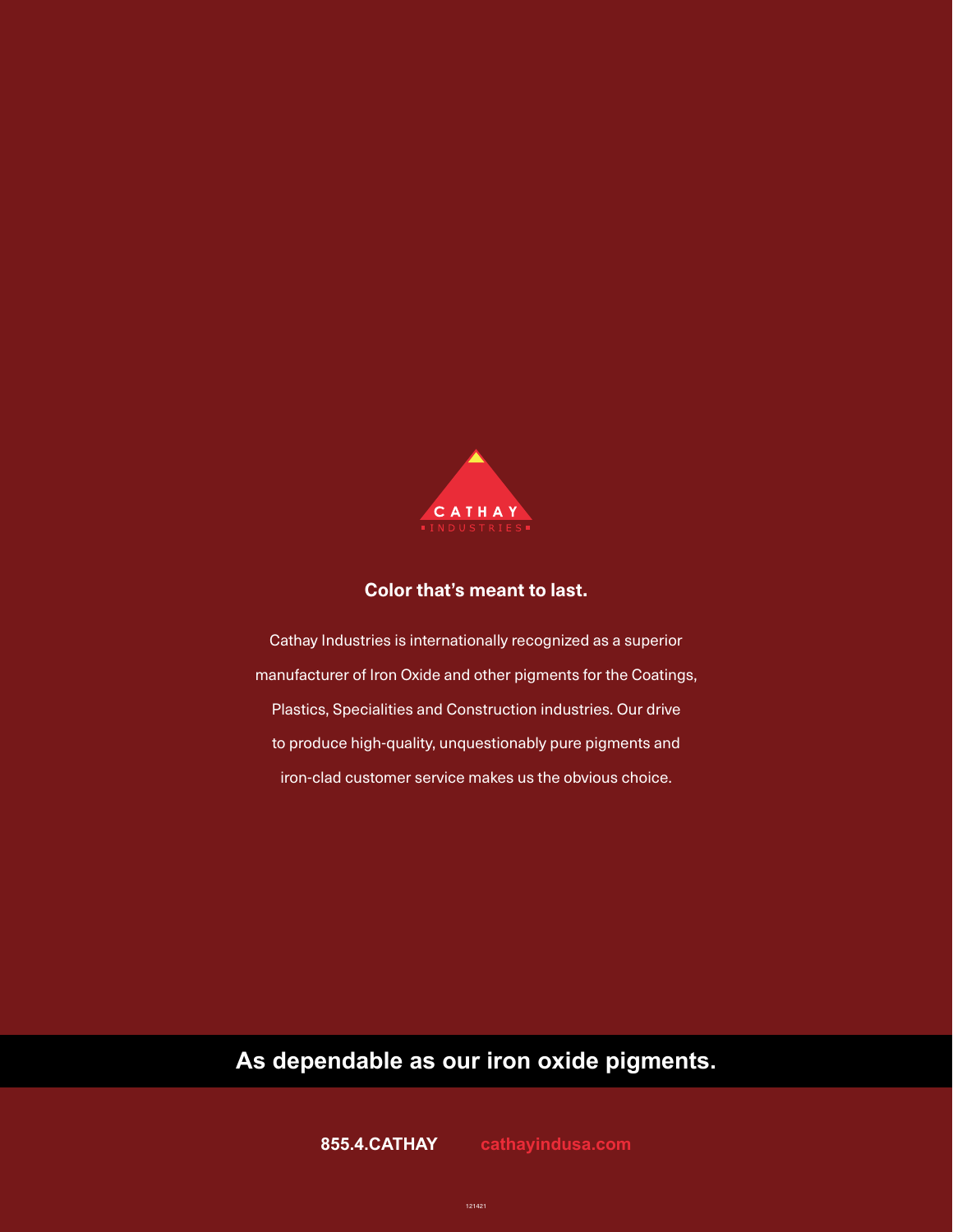CATHAY
INDUSTRIES

**Color that's meant to last.**

Cathay Industries is internationally recognized as a superior manufacturer of Iron Oxide and other pigments for the Coatings, Plastics, Specialities and Construction industries. Our drive to produce high-quality, unquestionably pure pigments and iron-clad customer service makes us the obvious choice.

## As dependable as our iron oxide pigments.

**855.4.CATHAY** **cathayindusa.com**

121421